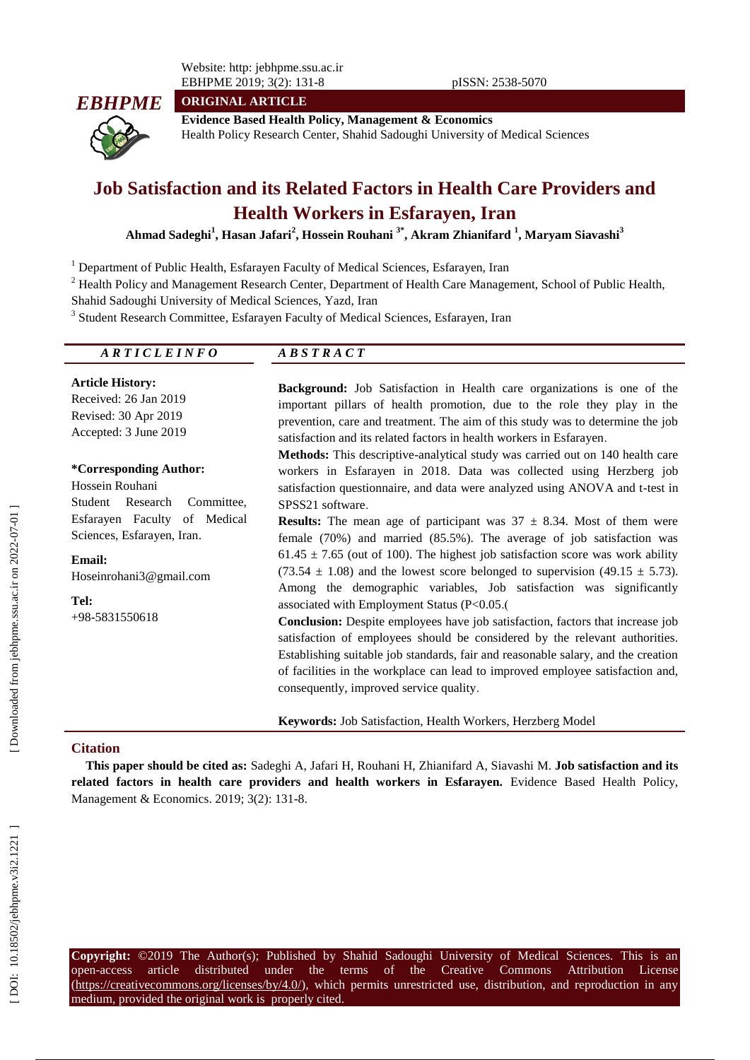**ORIGINAL ARTICLE**

**Evidence Based Health Policy, Management & Economics**
Health Policy Research Center, Shahid Sadoughi University of Medical Sciences

# Job Satisfaction and its Related Factors in Health Care Providers and Health Workers in Esfarayen, Iran

**Ahmad Sadeghi[1], Hasan Jafari[2], Hossein Rouhani [3*], Akram Zhianifard [1], Maryam Siavashi[3]**

[1] Department of Public Health, Esfarayen Faculty of Medical Sciences, Esfarayen, Iran

[2] Health Policy and Management Research Center, Department of Health Care Management, School of Public Health, Shahid Sadoughi University of Medical Sciences, Yazd, Iran

[3] Student Research Committee, Esfarayen Faculty of Medical Sciences, Esfarayen, Iran

## ARTICLE INFO

**Article History:**
Received: 26 Jan 2019
Revised: 30 Apr 2019
Accepted: 3 June 2019

**\*Corresponding Author:**
Hossein Rouhani
Student Research Committee, Esfarayen Faculty of Medical Sciences, Esfarayen, Iran.

**Email:**
Hoseinrohani3@gmail.com

**Tel:**
+98-5831550618

## ABSTRACT

**Background:** Job Satisfaction in Health care organizations is one of the important pillars of health promotion, due to the role they play in the prevention, care and treatment. The aim of this study was to determine the job satisfaction and its related factors in health workers in Esfarayen.

**Methods:** This descriptive-analytical study was carried out on 140 health care workers in Esfarayen in 2018. Data was collected using Herzberg job satisfaction questionnaire, and data were analyzed using ANOVA and t-test in SPSS21 software.

**Results:** The mean age of participant was $37 \pm 8.34$. Most of them were female (70%) and married (85.5%). The average of job satisfaction was $61.45 \pm 7.65$ (out of 100). The highest job satisfaction score was work ability ($73.54 \pm 1.08$) and the lowest score belonged to supervision ($49.15 \pm 5.73$). Among the demographic variables, Job satisfaction was significantly associated with Employment Status ($P<0.05$.(

**Conclusion:** Despite employees have job satisfaction, factors that increase job satisfaction of employees should be considered by the relevant authorities. Establishing suitable job standards, fair and reasonable salary, and the creation of facilities in the workplace can lead to improved employee satisfaction and, consequently, improved service quality.

**Keywords:** Job Satisfaction, Health Workers, Herzberg Model

## Citation

**This paper should be cited as:** Sadeghi A, Jafari H, Rouhani H, Zhianifard A, Siavashi M. **Job satisfaction and its related factors in health care providers and health workers in Esfarayen.** Evidence Based Health Policy, Management & Economics. 2019; 3(2): 131-8.

**Copyright:** ©2019 The Author(s); Published by Shahid Sadoughi University of Medical Sciences. This is an open-access article distributed under the terms of the Creative Commons Attribution License (https://creativecommons.org/licenses/by/4.0/), which permits unrestricted use, distribution, and reproduction in any medium, provided the original work is properly cited.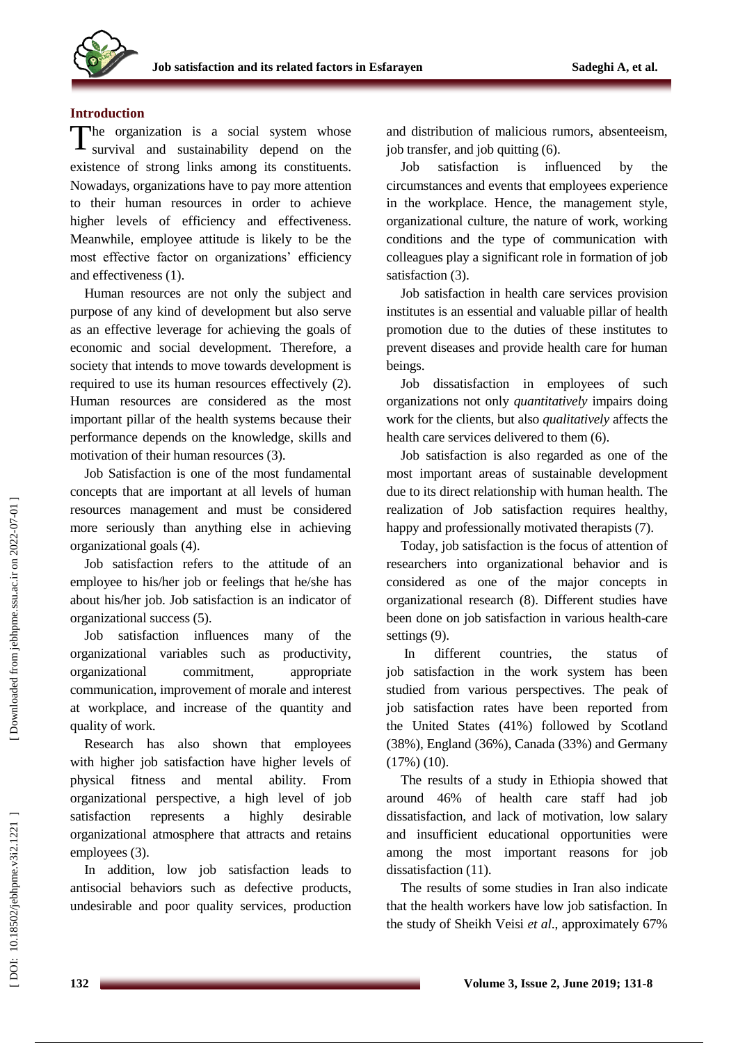## Introduction

The organization is a social system whose survival and sustainability depend on the existence of strong links among its constituents. Nowadays, organizations have to pay more attention to their human resources in order to achieve higher levels of efficiency and effectiveness. Meanwhile, employee attitude is likely to be the most effective factor on organizations' efficiency and effectiveness (1).

Human resources are not only the subject and purpose of any kind of development but also serve as an effective leverage for achieving the goals of economic and social development. Therefore, a society that intends to move towards development is required to use its human resources effectively (2). Human resources are considered as the most important pillar of the health systems because their performance depends on the knowledge, skills and motivation of their human resources (3).

Job Satisfaction is one of the most fundamental concepts that are important at all levels of human resources management and must be considered more seriously than anything else in achieving organizational goals (4).

Job satisfaction refers to the attitude of an employee to his/her job or feelings that he/she has about his/her job. Job satisfaction is an indicator of organizational success (5).

Job satisfaction influences many of the organizational variables such as productivity, organizational commitment, appropriate communication, improvement of morale and interest at workplace, and increase of the quantity and quality of work.

Research has also shown that employees with higher job satisfaction have higher levels of physical fitness and mental ability. From organizational perspective, a high level of job satisfaction represents a highly desirable organizational atmosphere that attracts and retains employees (3).

In addition, low job satisfaction leads to antisocial behaviors such as defective products, undesirable and poor quality services, production and distribution of malicious rumors, absenteeism, job transfer, and job quitting (6).

Job satisfaction is influenced by the circumstances and events that employees experience in the workplace. Hence, the management style, organizational culture, the nature of work, working conditions and the type of communication with colleagues play a significant role in formation of job satisfaction (3).

Job satisfaction in health care services provision institutes is an essential and valuable pillar of health promotion due to the duties of these institutes to prevent diseases and provide health care for human beings.

Job dissatisfaction in employees of such organizations not only *quantitatively* impairs doing work for the clients, but also *qualitatively* affects the health care services delivered to them (6).

Job satisfaction is also regarded as one of the most important areas of sustainable development due to its direct relationship with human health. The realization of Job satisfaction requires healthy, happy and professionally motivated therapists (7).

Today, job satisfaction is the focus of attention of researchers into organizational behavior and is considered as one of the major concepts in organizational research (8). Different studies have been done on job satisfaction in various health-care settings (9).

In different countries, the status of job satisfaction in the work system has been studied from various perspectives. The peak of job satisfaction rates have been reported from the United States (41%) followed by Scotland (38%), England (36%), Canada (33%) and Germany (17%) (10).

The results of a study in Ethiopia showed that around 46% of health care staff had job dissatisfaction, and lack of motivation, low salary and insufficient educational opportunities were among the most important reasons for job dissatisfaction (11).

The results of some studies in Iran also indicate that the health workers have low job satisfaction. In the study of Sheikh Veisi *et al*., approximately 67%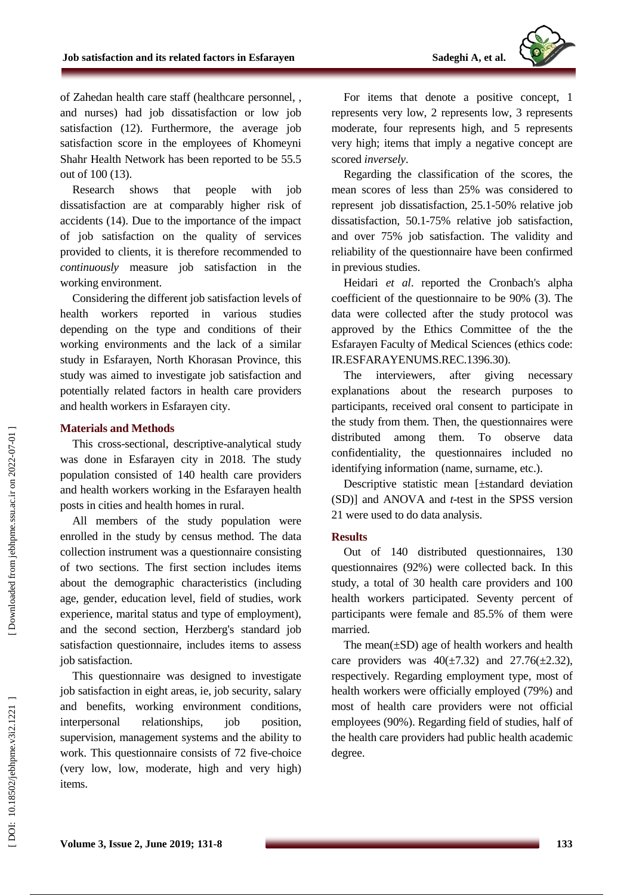of Zahedan health care staff (healthcare personnel, , and nurses) had job dissatisfaction or low job satisfaction (12). Furthermore, the average job satisfaction score in the employees of Khomeyni Shahr Health Network has been reported to be 55.5 out of 100 (13).

Research shows that people with job dissatisfaction are at comparably higher risk of accidents (14). Due to the importance of the impact of job satisfaction on the quality of services provided to clients, it is therefore recommended to *continuously* measure job satisfaction in the working environment.

Considering the different job satisfaction levels of health workers reported in various studies depending on the type and conditions of their working environments and the lack of a similar study in Esfarayen, North Khorasan Province, this study was aimed to investigate job satisfaction and potentially related factors in health care providers and health workers in Esfarayen city.

## Materials and Methods

This cross-sectional, descriptive-analytical study was done in Esfarayen city in 2018. The study population consisted of 140 health care providers and health workers working in the Esfarayen health posts in cities and health homes in rural.

All members of the study population were enrolled in the study by census method. The data collection instrument was a questionnaire consisting of two sections. The first section includes items about the demographic characteristics (including age, gender, education level, field of studies, work experience, marital status and type of employment), and the second section, Herzberg's standard job satisfaction questionnaire, includes items to assess job satisfaction.

This questionnaire was designed to investigate job satisfaction in eight areas, ie, job security, salary and benefits, working environment conditions, interpersonal relationships, job position, supervision, management systems and the ability to work. This questionnaire consists of 72 five-choice (very low, low, moderate, high and very high) items.

For items that denote a positive concept, 1 represents very low, 2 represents low, 3 represents moderate, four represents high, and 5 represents very high; items that imply a negative concept are scored *inversely*.

Regarding the classification of the scores, the mean scores of less than 25% was considered to represent job dissatisfaction, 25.1-50% relative job dissatisfaction, 50.1-75% relative job satisfaction, and over 75% job satisfaction. The validity and reliability of the questionnaire have been confirmed in previous studies.

Heidari *et al*. reported the Cronbach's alpha coefficient of the questionnaire to be 90% (3). The data were collected after the study protocol was approved by the Ethics Committee of the the Esfarayen Faculty of Medical Sciences (ethics code: IR.ESFARAYENUMS.REC.1396.30).

The interviewers, after giving necessary explanations about the research purposes to participants, received oral consent to participate in the study from them. Then, the questionnaires were distributed among them. To observe data confidentiality, the questionnaires included no identifying information (name, surname, etc.).

Descriptive statistic mean [±standard deviation (SD)] and ANOVA and *t*-test in the SPSS version 21 were used to do data analysis.

## Results

Out of 140 distributed questionnaires, 130 questionnaires (92%) were collected back. In this study, a total of 30 health care providers and 100 health workers participated. Seventy percent of participants were female and 85.5% of them were married.

The mean(±SD) age of health workers and health care providers was 40(±7.32) and 27.76(±2.32), respectively. Regarding employment type, most of health workers were officially employed (79%) and most of health care providers were not official employees (90%). Regarding field of studies, half of the health care providers had public health academic degree.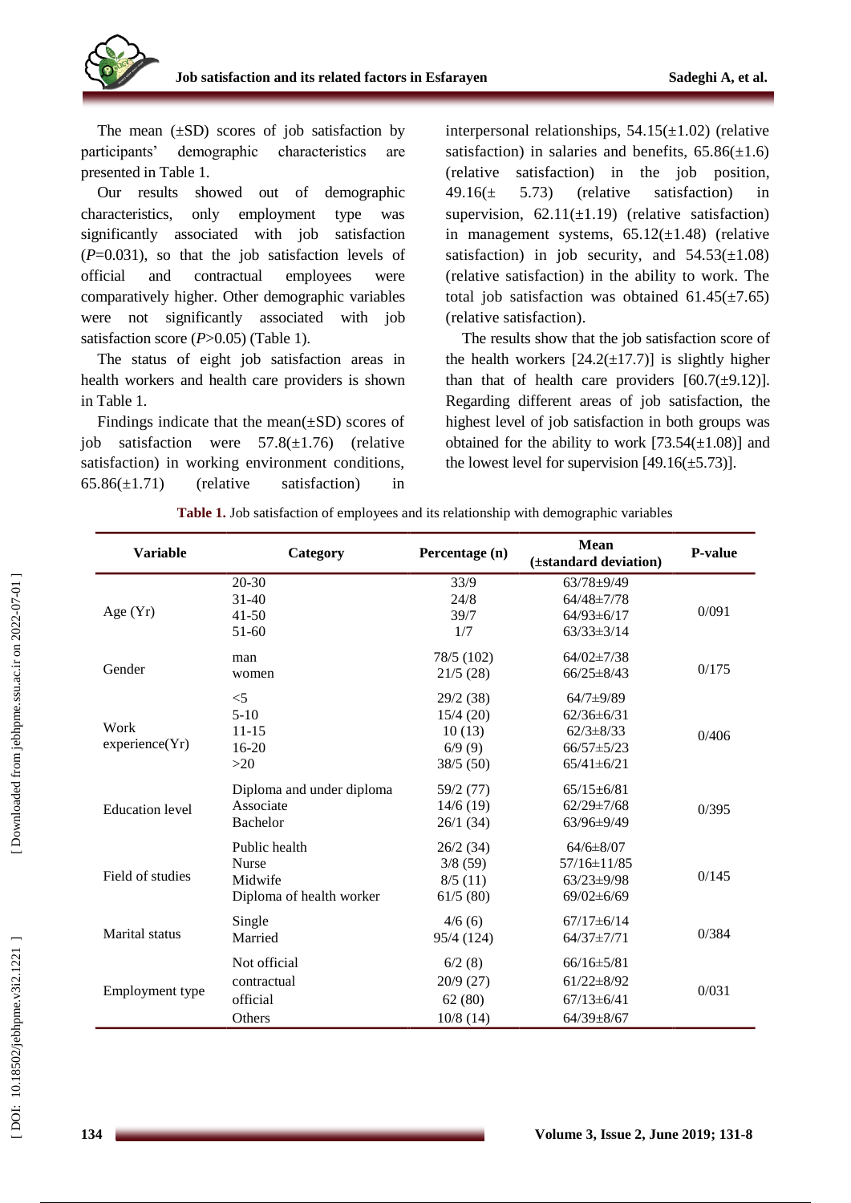The mean (±SD) scores of job satisfaction by participants' demographic characteristics are presented in Table 1.

Our results showed out of demographic characteristics, only employment type was significantly associated with job satisfaction (*P*=0.031), so that the job satisfaction levels of official and contractual employees were comparatively higher. Other demographic variables were not significantly associated with job satisfaction score (*P*>0.05) (Table 1).

The status of eight job satisfaction areas in health workers and health care providers is shown in Table 1.

Findings indicate that the mean(±SD) scores of job satisfaction were 57.8(±1.76) (relative satisfaction) in working environment conditions, 65.86(±1.71) (relative satisfaction) in interpersonal relationships, 54.15(±1.02) (relative satisfaction) in salaries and benefits, 65.86(±1.6) (relative satisfaction) in the job position, 49.16(± 5.73) (relative satisfaction) in supervision, 62.11(±1.19) (relative satisfaction) in management systems, 65.12(±1.48) (relative satisfaction) in job security, and 54.53(±1.08) (relative satisfaction) in the ability to work. The total job satisfaction was obtained 61.45(±7.65) (relative satisfaction).

The results show that the job satisfaction score of the health workers [24.2(±17.7)] is slightly higher than that of health care providers [60.7(±9.12)]. Regarding different areas of job satisfaction, the highest level of job satisfaction in both groups was obtained for the ability to work [73.54(±1.08)] and the lowest level for supervision [49.16(±5.73)].

**Table 1.** Job satisfaction of employees and its relationship with demographic variables

| Variable | Category | Percentage (n) | Mean (±standard deviation) | P-value |
|---|---|---|---|---|
| Age (Yr) | 20-30 | 33/9 | 63/78±9/49 | 0/091 |
| | 31-40 | 24/8 | 64/48±7/78 | |
| | 41-50 | 39/7 | 64/93±6/17 | |
| | 51-60 | 1/7 | 63/33±3/14 | |
| Gender | man | 78/5 (102) | 64/02±7/38 | 0/175 |
| | women | 21/5 (28) | 66/25±8/43 | |
| Work experience(Yr) | <5 | 29/2 (38) | 64/7±9/89 | 0/406 |
| | 5-10 | 15/4 (20) | 62/36±6/31 | |
| | 11-15 | 10 (13) | 62/3±8/33 | |
| | 16-20 | 6/9 (9) | 66/57±5/23 | |
| | >20 | 38/5 (50) | 65/41±6/21 | |
| Education level | Diploma and under diploma | 59/2 (77) | 65/15±6/81 | 0/395 |
| | Associate | 14/6 (19) | 62/29±7/68 | |
| | Bachelor | 26/1 (34) | 63/96±9/49 | |
| Field of studies | Public health | 26/2 (34) | 64/6±8/07 | 0/145 |
| | Nurse | 3/8 (59) | 57/16±11/85 | |
| | Midwife | 8/5 (11) | 63/23±9/98 | |
| | Diploma of health worker | 61/5 (80) | 69/02±6/69 | |
| Marital status | Single | 4/6 (6) | 67/17±6/14 | 0/384 |
| | Married | 95/4 (124) | 64/37±7/71 | |
| Employment type | Not official | 6/2 (8) | 66/16±5/81 | 0/031 |
| | contractual | 20/9 (27) | 61/22±8/92 | |
| | official | 62 (80) | 67/13±6/41 | |
| | Others | 10/8 (14) | 64/39±8/67 | |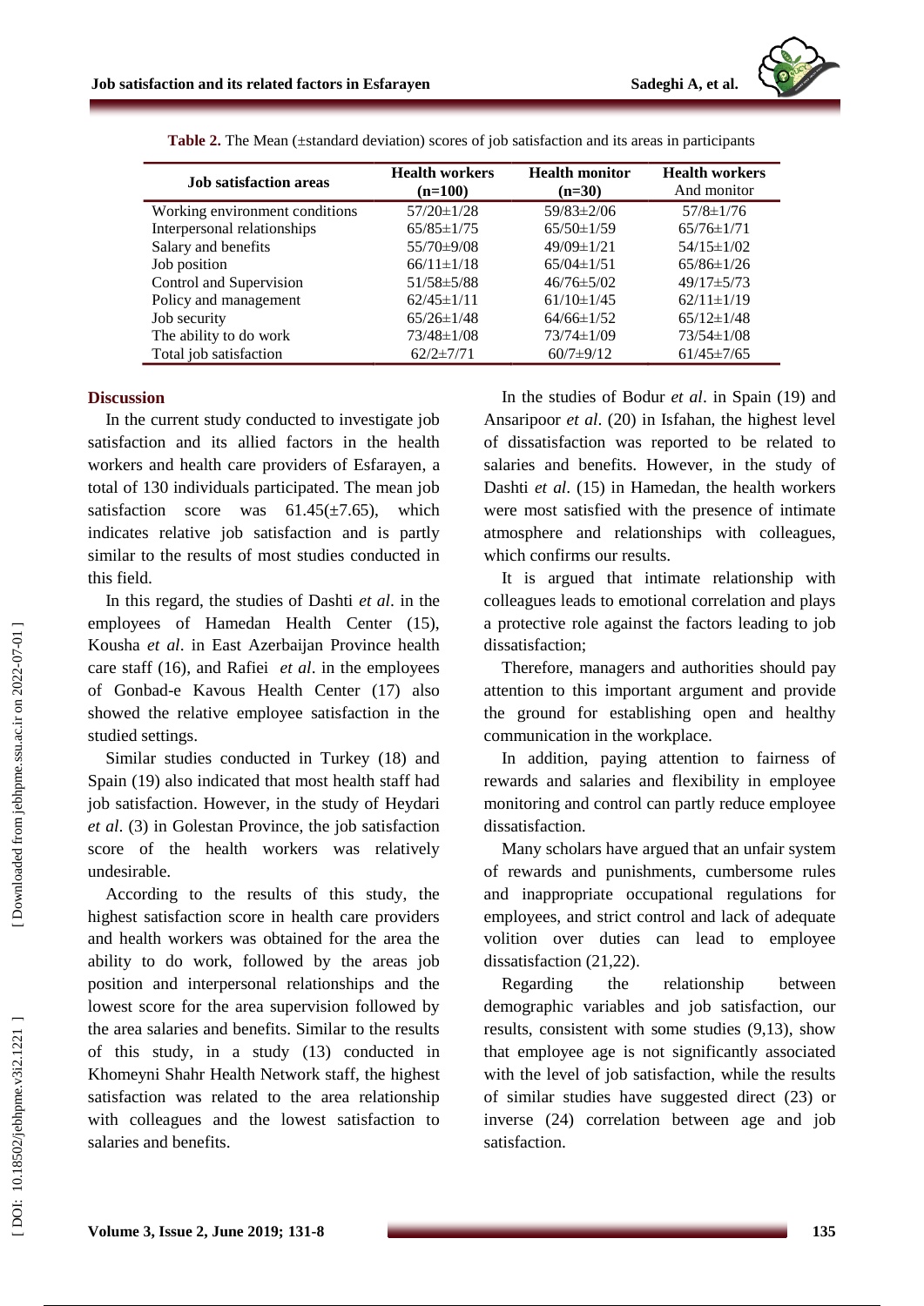**Table 2.** The Mean (±standard deviation) scores of job satisfaction and its areas in participants

| Job satisfaction areas | Health workers (n=100) | Health monitor (n=30) | Health workers And monitor |
|---|---|---|---|
| Working environment conditions | 57/20±1/28 | 59/83±2/06 | 57/8±1/76 |
| Interpersonal relationships | 65/85±1/75 | 65/50±1/59 | 65/76±1/71 |
| Salary and benefits | 55/70±9/08 | 49/09±1/21 | 54/15±1/02 |
| Job position | 66/11±1/18 | 65/04±1/51 | 65/86±1/26 |
| Control and Supervision | 51/58±5/88 | 46/76±5/02 | 49/17±5/73 |
| Policy and management | 62/45±1/11 | 61/10±1/45 | 62/11±1/19 |
| Job security | 65/26±1/48 | 64/66±1/52 | 65/12±1/48 |
| The ability to do work | 73/48±1/08 | 73/74±1/09 | 73/54±1/08 |
| Total job satisfaction | 62/2±7/71 | 60/7±9/12 | 61/45±7/65 |

## Discussion

In the current study conducted to investigate job satisfaction and its allied factors in the health workers and health care providers of Esfarayen, a total of 130 individuals participated. The mean job satisfaction score was 61.45(±7.65), which indicates relative job satisfaction and is partly similar to the results of most studies conducted in this field.

In this regard, the studies of Dashti *et al*. in the employees of Hamedan Health Center (15), Kousha *et al*. in East Azerbaijan Province health care staff (16), and Rafiei *et al*. in the employees of Gonbad-e Kavous Health Center (17) also showed the relative employee satisfaction in the studied settings.

Similar studies conducted in Turkey (18) and Spain (19) also indicated that most health staff had job satisfaction. However, in the study of Heydari *et al*. (3) in Golestan Province, the job satisfaction score of the health workers was relatively undesirable.

According to the results of this study, the highest satisfaction score in health care providers and health workers was obtained for the area the ability to do work, followed by the areas job position and interpersonal relationships and the lowest score for the area supervision followed by the area salaries and benefits. Similar to the results of this study, in a study (13) conducted in Khomeyni Shahr Health Network staff, the highest satisfaction was related to the area relationship with colleagues and the lowest satisfaction to salaries and benefits.

In the studies of Bodur *et al*. in Spain (19) and Ansaripoor *et al*. (20) in Isfahan, the highest level of dissatisfaction was reported to be related to salaries and benefits. However, in the study of Dashti *et al*. (15) in Hamedan, the health workers were most satisfied with the presence of intimate atmosphere and relationships with colleagues, which confirms our results.

It is argued that intimate relationship with colleagues leads to emotional correlation and plays a protective role against the factors leading to job dissatisfaction;

Therefore, managers and authorities should pay attention to this important argument and provide the ground for establishing open and healthy communication in the workplace.

In addition, paying attention to fairness of rewards and salaries and flexibility in employee monitoring and control can partly reduce employee dissatisfaction.

Many scholars have argued that an unfair system of rewards and punishments, cumbersome rules and inappropriate occupational regulations for employees, and strict control and lack of adequate volition over duties can lead to employee dissatisfaction (21,22).

Regarding the relationship between demographic variables and job satisfaction, our results, consistent with some studies (9,13), show that employee age is not significantly associated with the level of job satisfaction, while the results of similar studies have suggested direct (23) or inverse (24) correlation between age and job satisfaction.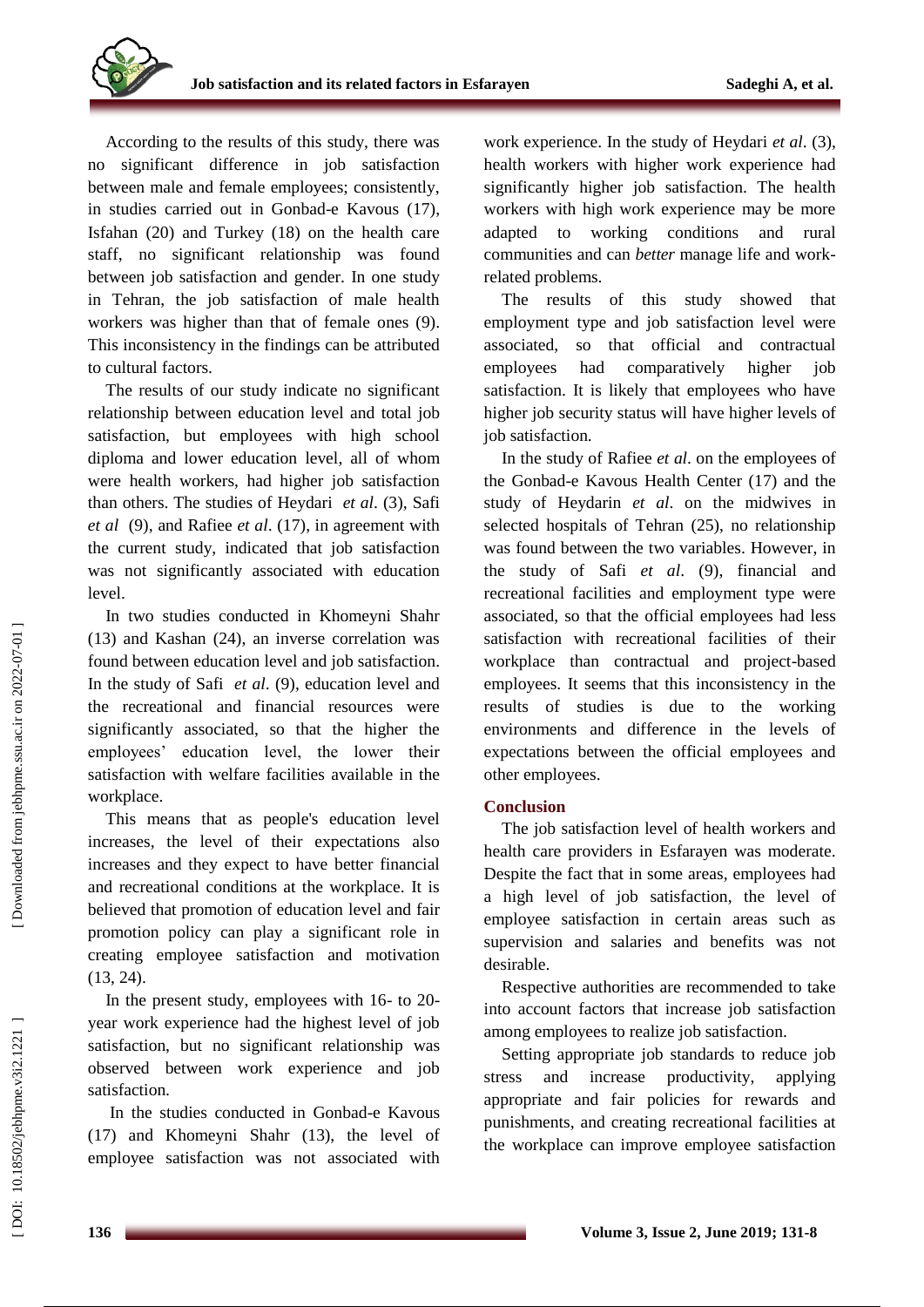According to the results of this study, there was no significant difference in job satisfaction between male and female employees; consistently, in studies carried out in Gonbad-e Kavous (17), Isfahan (20) and Turkey (18) on the health care staff, no significant relationship was found between job satisfaction and gender. In one study in Tehran, the job satisfaction of male health workers was higher than that of female ones (9). This inconsistency in the findings can be attributed to cultural factors.

The results of our study indicate no significant relationship between education level and total job satisfaction, but employees with high school diploma and lower education level, all of whom were health workers, had higher job satisfaction than others. The studies of Heydari *et al*. (3), Safi *et al* (9), and Rafiee *et al*. (17), in agreement with the current study, indicated that job satisfaction was not significantly associated with education level.

In two studies conducted in Khomeyni Shahr (13) and Kashan (24), an inverse correlation was found between education level and job satisfaction. In the study of Safi *et al*. (9), education level and the recreational and financial resources were significantly associated, so that the higher the employees' education level, the lower their satisfaction with welfare facilities available in the workplace.

This means that as people's education level increases, the level of their expectations also increases and they expect to have better financial and recreational conditions at the workplace. It is believed that promotion of education level and fair promotion policy can play a significant role in creating employee satisfaction and motivation (13, 24).

In the present study, employees with 16- to 20-year work experience had the highest level of job satisfaction, but no significant relationship was observed between work experience and job satisfaction.

In the studies conducted in Gonbad-e Kavous (17) and Khomeyni Shahr (13), the level of employee satisfaction was not associated with work experience. In the study of Heydari *et al*. (3), health workers with higher work experience had significantly higher job satisfaction. The health workers with high work experience may be more adapted to working conditions and rural communities and can *better* manage life and work-related problems.

The results of this study showed that employment type and job satisfaction level were associated, so that official and contractual employees had comparatively higher job satisfaction. It is likely that employees who have higher job security status will have higher levels of job satisfaction.

In the study of Rafiee *et al*. on the employees of the Gonbad-e Kavous Health Center (17) and the study of Heydarin *et al*. on the midwives in selected hospitals of Tehran (25), no relationship was found between the two variables. However, in the study of Safi *et al*. (9), financial and recreational facilities and employment type were associated, so that the official employees had less satisfaction with recreational facilities of their workplace than contractual and project-based employees. It seems that this inconsistency in the results of studies is due to the working environments and difference in the levels of expectations between the official employees and other employees.

## Conclusion

The job satisfaction level of health workers and health care providers in Esfarayen was moderate. Despite the fact that in some areas, employees had a high level of job satisfaction, the level of employee satisfaction in certain areas such as supervision and salaries and benefits was not desirable.

Respective authorities are recommended to take into account factors that increase job satisfaction among employees to realize job satisfaction.

Setting appropriate job standards to reduce job stress and increase productivity, applying appropriate and fair policies for rewards and punishments, and creating recreational facilities at the workplace can improve employee satisfaction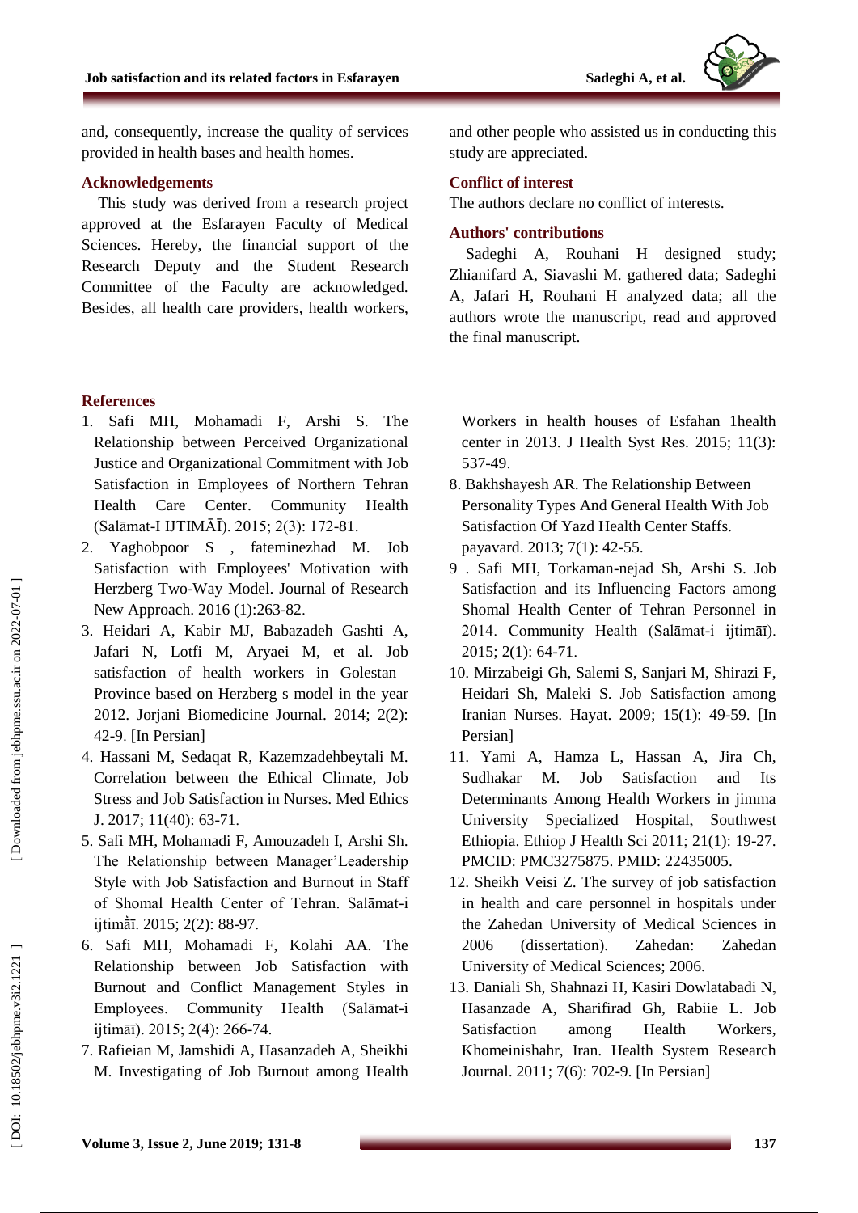and, consequently, increase the quality of services provided in health bases and health homes.

## Acknowledgements

This study was derived from a research project approved at the Esfarayen Faculty of Medical Sciences. Hereby, the financial support of the Research Deputy and the Student Research Committee of the Faculty are acknowledged. Besides, all health care providers, health workers, and other people who assisted us in conducting this study are appreciated.

## Conflict of interest

The authors declare no conflict of interests.

## Authors' contributions

Sadeghi A, Rouhani H designed study; Zhianifard A, Siavashi M. gathered data; Sadeghi A, Jafari H, Rouhani H analyzed data; all the authors wrote the manuscript, read and approved the final manuscript.

## References

1. Safi MH, Mohamadi F, Arshi S. The Relationship between Perceived Organizational Justice and Organizational Commitment with Job Satisfaction in Employees of Northern Tehran Health Care Center. Community Health (Salāmat-I IJTIMĀĪ). 2015; 2(3): 172-81.
2. Yaghobpoor S , fateminezhad M. Job Satisfaction with Employees' Motivation with Herzberg Two-Way Model. Journal of Research New Approach. 2016 (1):263-82.
3. Heidari A, Kabir MJ, Babazadeh Gashti A, Jafari N, Lotfi M, Aryaei M, et al. Job satisfaction of health workers in Golestan Province based on Herzberg s model in the year 2012. Jorjani Biomedicine Journal. 2014; 2(2): 42-9. [In Persian]
4. Hassani M, Sedaqat R, Kazemzadehbeytali M. Correlation between the Ethical Climate, Job Stress and Job Satisfaction in Nurses. Med Ethics J. 2017; 11(40): 63-71.
5. Safi MH, Mohamadi F, Amouzadeh I, Arshi Sh. The Relationship between Manager'Leadership Style with Job Satisfaction and Burnout in Staff of Shomal Health Center of Tehran. Salāmat-i ijtimā̒ī. 2015; 2(2): 88-97.
6. Safi MH, Mohamadi F, Kolahi AA. The Relationship between Job Satisfaction with Burnout and Conflict Management Styles in Employees. Community Health (Salāmat-i ijtimāī). 2015; 2(4): 266-74.
7. Rafieian M, Jamshidi A, Hasanzadeh A, Sheikhi M. Investigating of Job Burnout among Health Workers in health houses of Esfahan 1health center in 2013. J Health Syst Res. 2015; 11(3): 537-49.
8. Bakhshayesh AR. The Relationship Between Personality Types And General Health With Job Satisfaction Of Yazd Health Center Staffs. payavard. 2013; 7(1): 42-55.
9. Safi MH, Torkaman-nejad Sh, Arshi S. Job Satisfaction and its Influencing Factors among Shomal Health Center of Tehran Personnel in 2014. Community Health (Salāmat-i ijtimāī). 2015; 2(1): 64-71.
10. Mirzabeigi Gh, Salemi S, Sanjari M, Shirazi F, Heidari Sh, Maleki S. Job Satisfaction among Iranian Nurses. Hayat. 2009; 15(1): 49-59. [In Persian]
11. Yami A, Hamza L, Hassan A, Jira Ch, Sudhakar M. Job Satisfaction and Its Determinants Among Health Workers in jimma University Specialized Hospital, Southwest Ethiopia. Ethiop J Health Sci 2011; 21(1): 19-27. PMCID: PMC3275875. PMID: 22435005.
12. Sheikh Veisi Z. The survey of job satisfaction in health and care personnel in hospitals under the Zahedan University of Medical Sciences in 2006 (dissertation). Zahedan: Zahedan University of Medical Sciences; 2006.
13. Daniali Sh, Shahnazi H, Kasiri Dowlatabadi N, Hasanzade A, Sharifirad Gh, Rabiie L. Job Satisfaction among Health Workers, Khomeinishahr, Iran. Health System Research Journal. 2011; 7(6): 702-9. [In Persian]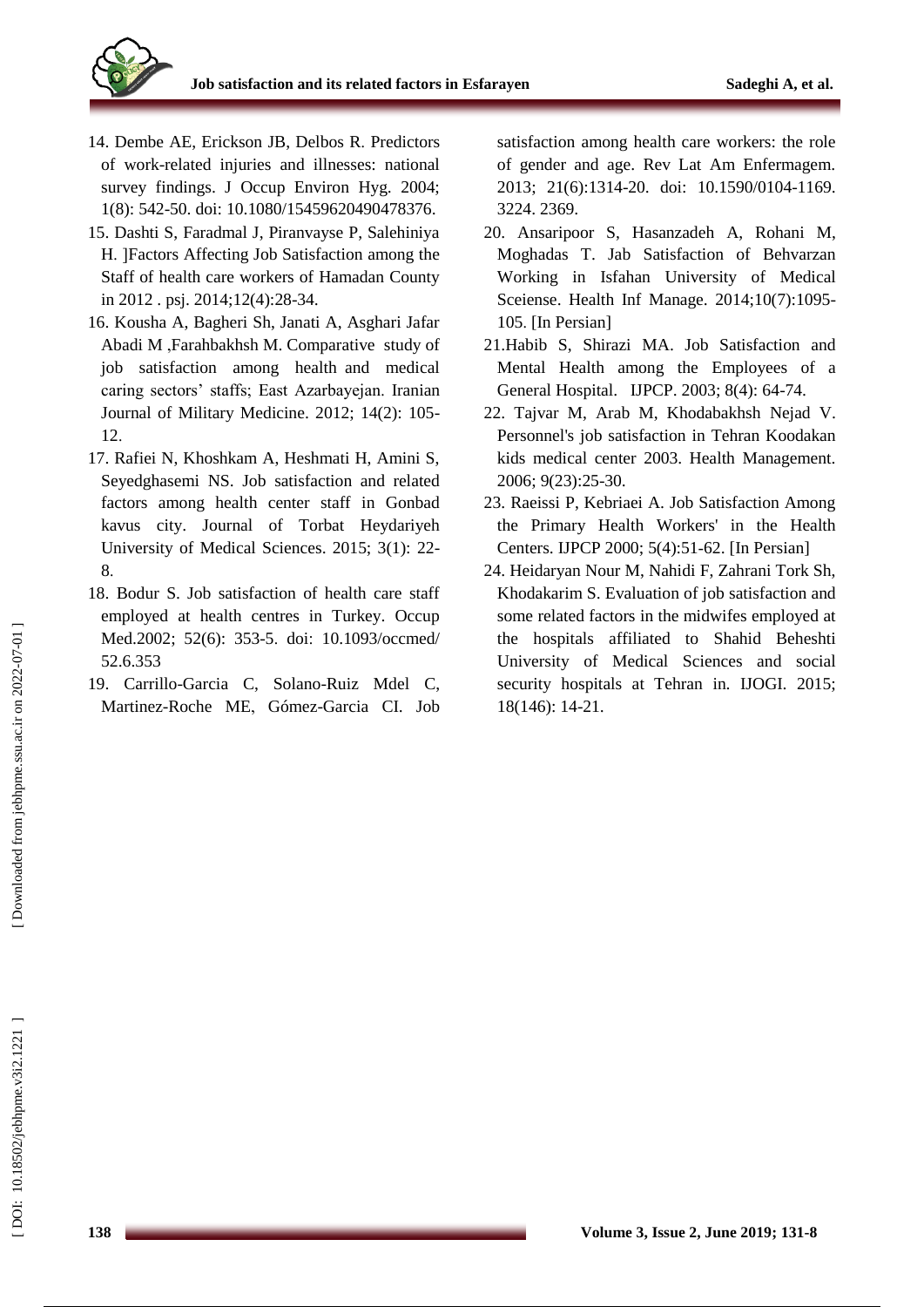14. Dembe AE, Erickson JB, Delbos R. Predictors of work-related injuries and illnesses: national survey findings. J Occup Environ Hyg. 2004; 1(8): 542-50. doi: 10.1080/15459620490478376.
15. Dashti S, Faradmal J, Piranvayse P, Salehiniya H. ]Factors Affecting Job Satisfaction among the Staff of health care workers of Hamadan County in 2012 . psj. 2014;12(4):28-34.
16. Kousha A, Bagheri Sh, Janati A, Asghari Jafar Abadi M ,Farahbakhsh M. Comparative study of job satisfaction among health and medical caring sectors' staffs; East Azarbayejan. Iranian Journal of Military Medicine. 2012; 14(2): 105-12.
17. Rafiei N, Khoshkam A, Heshmati H, Amini S, Seyedghasemi NS. Job satisfaction and related factors among health center staff in Gonbad kavus city. Journal of Torbat Heydariyeh University of Medical Sciences. 2015; 3(1): 22-8.
18. Bodur S. Job satisfaction of health care staff employed at health centres in Turkey. Occup Med.2002; 52(6): 353-5. doi: 10.1093/occmed/ 52.6.353
19. Carrillo-Garcia C, Solano-Ruiz Mdel C, Martinez-Roche ME, Gómez-Garcia CI. Job satisfaction among health care workers: the role of gender and age. Rev Lat Am Enfermagem. 2013; 21(6):1314-20. doi: 10.1590/0104-1169. 3224. 2369.
20. Ansaripoor S, Hasanzadeh A, Rohani M, Moghadas T. Jab Satisfaction of Behvarzan Working in Isfahan University of Medical Sceiense. Health Inf Manage. 2014;10(7):1095-105. [In Persian]
21. Habib S, Shirazi MA. Job Satisfaction and Mental Health among the Employees of a General Hospital. IJPCP. 2003; 8(4): 64-74.
22. Tajvar M, Arab M, Khodabakhsh Nejad V. Personnel's job satisfaction in Tehran Koodakan kids medical center 2003. Health Management. 2006; 9(23):25-30.
23. Raeissi P, Kebriaei A. Job Satisfaction Among the Primary Health Workers' in the Health Centers. IJPCP 2000; 5(4):51-62. [In Persian]
24. Heidaryan Nour M, Nahidi F, Zahrani Tork Sh, Khodakarim S. Evaluation of job satisfaction and some related factors in the midwifes employed at the hospitals affiliated to Shahid Beheshti University of Medical Sciences and social security hospitals at Tehran in. IJOGI. 2015; 18(146): 14-21.